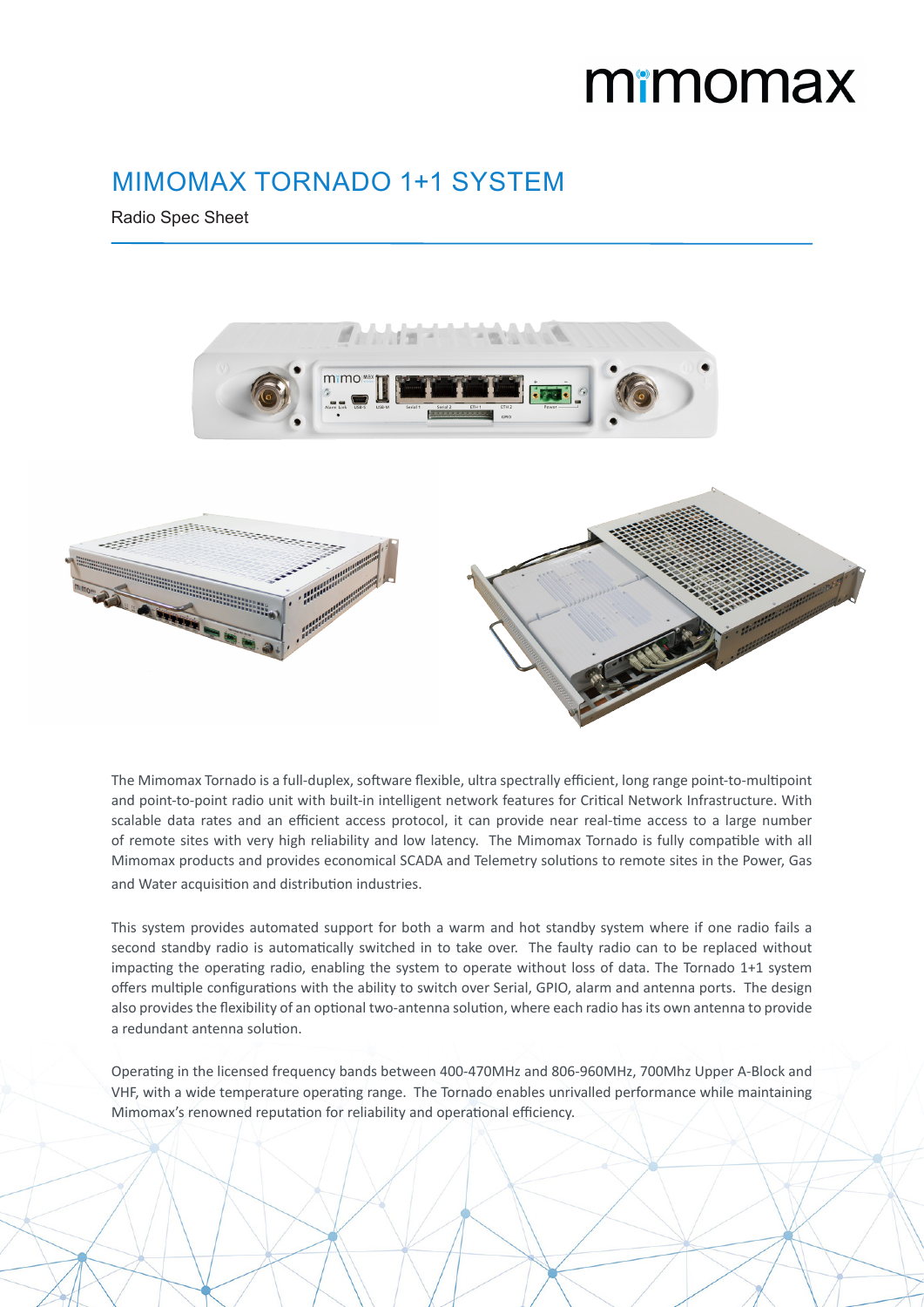# MIMOMAX TORNADO 1+1 SYSTEM

Radio Spec Sheet

The Mimomax Tornado is a full-duplex, software flexible, ultra spectrally efficient, long range point-to-multipoint and point-to-point radio unit with built-in intelligent network features for Critical Network Infrastructure. With scalable data rates and an efficient access protocol, it can provide near real-time access to a large number of remote sites with very high reliability and low latency. The Mimomax Tornado is fully compatible with all Mimomax products and provides economical SCADA and Telemetry solutions to remote sites in the Power, Gas and Water acquisition and distribution industries.

This system provides automated support for both a warm and hot standby system where if one radio fails a second standby radio is automatically switched in to take over. The faulty radio can to be replaced without impacting the operating radio, enabling the system to operate without loss of data. The Tornado 1+1 system offers multiple configurations with the ability to switch over Serial, GPIO, alarm and antenna ports. The design also provides the flexibility of an optional two-antenna solution, where each radio has its own antenna to provide a redundant antenna solution.

Operating in the licensed frequency bands between 400-470MHz and 806-960MHz, 700Mhz Upper A-Block and VHF, with a wide temperature operating range. The Tornado enables unrivalled performance while maintaining Mimomax's renowned reputation for reliability and operational efficiency.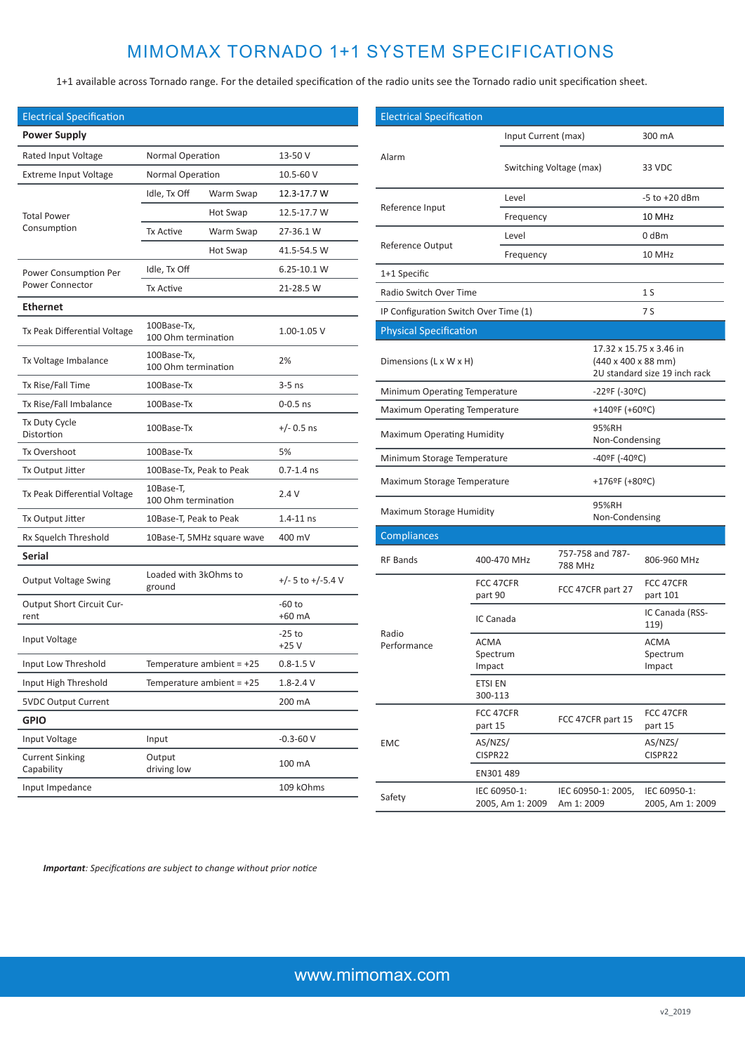# MIMOMAX TORNADO 1+1 SYSTEM SPECIFICATIONS

1+1 available across Tornado range. For the detailed specification of the radio units see the Tornado radio unit specification sheet.

| Electrical Specification | | | |
|---|---|---|---|
| **Power Supply** | | | |
| Rated Input Voltage | Normal Operation | | 13-50 V |
| Extreme Input Voltage | Normal Operation | | 10.5-60 V |
| Total Power Consumption | Idle, Tx Off | Warm Swap | 12.3-17.7 W |
| | | Hot Swap | 12.5-17.7 W |
| | Tx Active | Warm Swap | 27-36.1 W |
| | | Hot Swap | 41.5-54.5 W |
| Power Consumption Per Power Connector | Idle, Tx Off | | 6.25-10.1 W |
| | Tx Active | | 21-28.5 W |
| **Ethernet** | | | |
| Tx Peak Differential Voltage | 100Base-Tx, 100 Ohm termination | | 1.00-1.05 V |
| Tx Voltage Imbalance | 100Base-Tx, 100 Ohm termination | | 2% |
| Tx Rise/Fall Time | 100Base-Tx | | 3-5 ns |
| Tx Rise/Fall Imbalance | 100Base-Tx | | 0-0.5 ns |
| Tx Duty Cycle Distortion | 100Base-Tx | | +/- 0.5 ns |
| Tx Overshoot | 100Base-Tx | | 5% |
| Tx Output Jitter | 100Base-Tx, Peak to Peak | | 0.7-1.4 ns |
| Tx Peak Differential Voltage | 10Base-T, 100 Ohm termination | | 2.4 V |
| Tx Output Jitter | 10Base-T, Peak to Peak | | 1.4-11 ns |
| Rx Squelch Threshold | 10Base-T, 5MHz square wave | | 400 mV |
| **Serial** | | | |
| Output Voltage Swing | Loaded with 3kOhms to ground | | +/- 5 to +/-5.4 V |
| Output Short Circuit Current | | | -60 to +60 mA |
| Input Voltage | | | -25 to +25 V |
| Input Low Threshold | Temperature ambient = +25 | | 0.8-1.5 V |
| Input High Threshold | Temperature ambient = +25 | | 1.8-2.4 V |
| 5VDC Output Current | | | 200 mA |
| **GPIO** | | | |
| Input Voltage | Input | | -0.3-60 V |
| Current Sinking Capability | Output driving low | | 100 mA |
| Input Impedance | | | 109 kOhms |

| Electrical Specification | | |
|---|---|---|
| Alarm | Input Current (max) | 300 mA |
| | Switching Voltage (max) | 33 VDC |
| Reference Input | Level | -5 to +20 dBm |
| | Frequency | 10 MHz |
| Reference Output | Level | 0 dBm |
| | Frequency | 10 MHz |
| 1+1 Specific | | |
| Radio Switch Over Time | | 1 S |
| IP Configuration Switch Over Time (1) | | 7 S |

| Physical Specification | |
|---|---|
| Dimensions (L x W x H) | 17.32 x 15.75 x 3.46 in (440 x 400 x 88 mm) 2U standard size 19 inch rack |
| Minimum Operating Temperature | -22ºF (-30ºC) |
| Maximum Operating Temperature | +140ºF (+60ºC) |
| Maximum Operating Humidity | 95%RH Non-Condensing |
| Minimum Storage Temperature | -40ºF (-40ºC) |
| Maximum Storage Temperature | +176ºF (+80ºC) |
| Maximum Storage Humidity | 95%RH Non-Condensing |

| Compliances | | | |
|---|---|---|---|
| RF Bands | 400-470 MHz | 757-758 and 787-788 MHz | 806-960 MHz |
| Radio Performance | FCC 47CFR part 90 | FCC 47CFR part 27 | FCC 47CFR part 101 |
| | IC Canada | | IC Canada (RSS-119) |
| | ACMA Spectrum Impact | | ACMA Spectrum Impact |
| | ETSI EN 300-113 | | |
| EMC | FCC 47CFR part 15 | FCC 47CFR part 15 | FCC 47CFR part 15 |
| | AS/NZS/ CISPR22 | | AS/NZS/ CISPR22 |
| | EN301 489 | | |
| Safety | IEC 60950-1: 2005, Am 1: 2009 | IEC 60950-1: 2005, Am 1: 2009 | IEC 60950-1: 2005, Am 1: 2009 |

***Important***: *Specifications are subject to change without prior notice*

www.mimomax.com

v2_2019